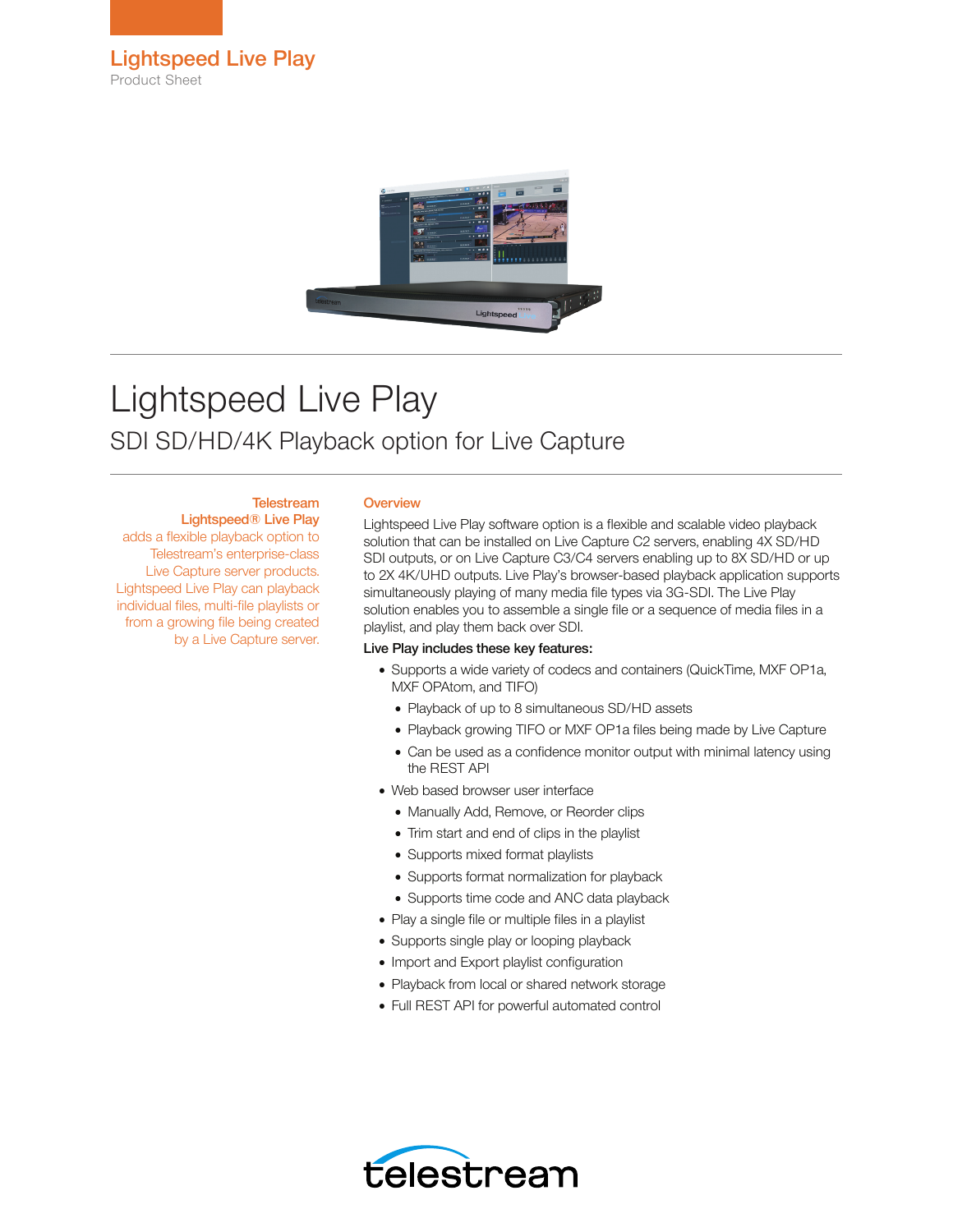Lightspeed Live Play

Product Sheet

# Lightspeed Live Play

## SDI SD/HD/4K Playback option for Live Capture

**Telestream Lightspeed® Live Play** adds a flexible playback option to Telestream's enterprise-class Live Capture server products. Lightspeed Live Play can playback individual files, multi-file playlists or from a growing file being created by a Live Capture server.

### Overview

Lightspeed Live Play software option is a flexible and scalable video playback solution that can be installed on Live Capture C2 servers, enabling 4X SD/HD SDI outputs, or on Live Capture C3/C4 servers enabling up to 8X SD/HD or up to 2X 4K/UHD outputs. Live Play's browser-based playback application supports simultaneously playing of many media file types via 3G-SDI. The Live Play solution enables you to assemble a single file or a sequence of media files in a playlist, and play them back over SDI.

**Live Play includes these key features:**

- Supports a wide variety of codecs and containers (QuickTime, MXF OP1a, MXF OPAtom, and TIFO)
  - Playback of up to 8 simultaneous SD/HD assets
  - Playback growing TIFO or MXF OP1a files being made by Live Capture
  - Can be used as a confidence monitor output with minimal latency using the REST API
- Web based browser user interface
  - Manually Add, Remove, or Reorder clips
  - Trim start and end of clips in the playlist
  - Supports mixed format playlists
  - Supports format normalization for playback
  - Supports time code and ANC data playback
- Play a single file or multiple files in a playlist
- Supports single play or looping playback
- Import and Export playlist configuration
- Playback from local or shared network storage
- Full REST API for powerful automated control

telestream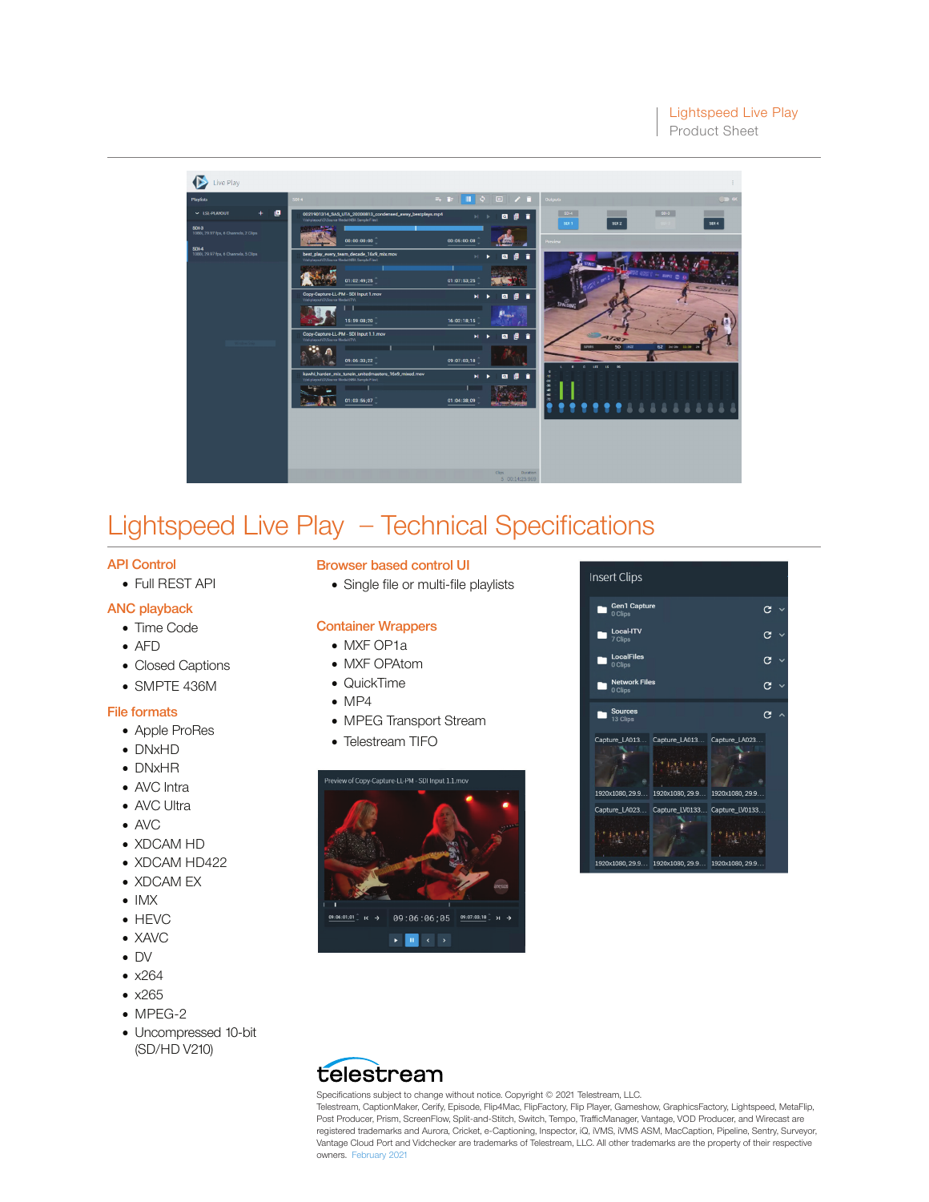# Lightspeed Live Play – Technical Specifications

## API Control

- Full REST API

## ANC playback

- Time Code
- AFD
- Closed Captions
- SMPTE 436M

## File formats

- Apple ProRes
- DNxHD
- DNxHR
- AVC Intra
- AVC Ultra
- AVC
- XDCAM HD
- XDCAM HD422
- XDCAM EX
- IMX
- HEVC
- XAVC
- DV
- x264
- x265
- MPEG-2
- Uncompressed 10-bit (SD/HD V210)

## Browser based control UI

- Single file or multi-file playlists

## Container Wrappers

- MXF OP1a
- MXF OPAtom
- QuickTime
- MP4
- MPEG Transport Stream
- Telestream TIFO

telestream

Specifications subject to change without notice. Copyright © 2021 Telestream, LLC.
Telestream, CaptionMaker, Cerify, Episode, Flip4Mac, FlipFactory, Flip Player, Gameshow, GraphicsFactory, Lightspeed, MetaFlip, Post Producer, Prism, ScreenFlow, Split-and-Stitch, Switch, Tempo, TrafficManager, Vantage, VOD Producer, and Wirecast are registered trademarks and Aurora, Cricket, e-Captioning, Inspector, iQ, iVMS, iVMS ASM, MacCaption, Pipeline, Sentry, Surveyor, Vantage Cloud Port and Vidchecker are trademarks of Telestream, LLC. All other trademarks are the property of their respective owners. February 2021